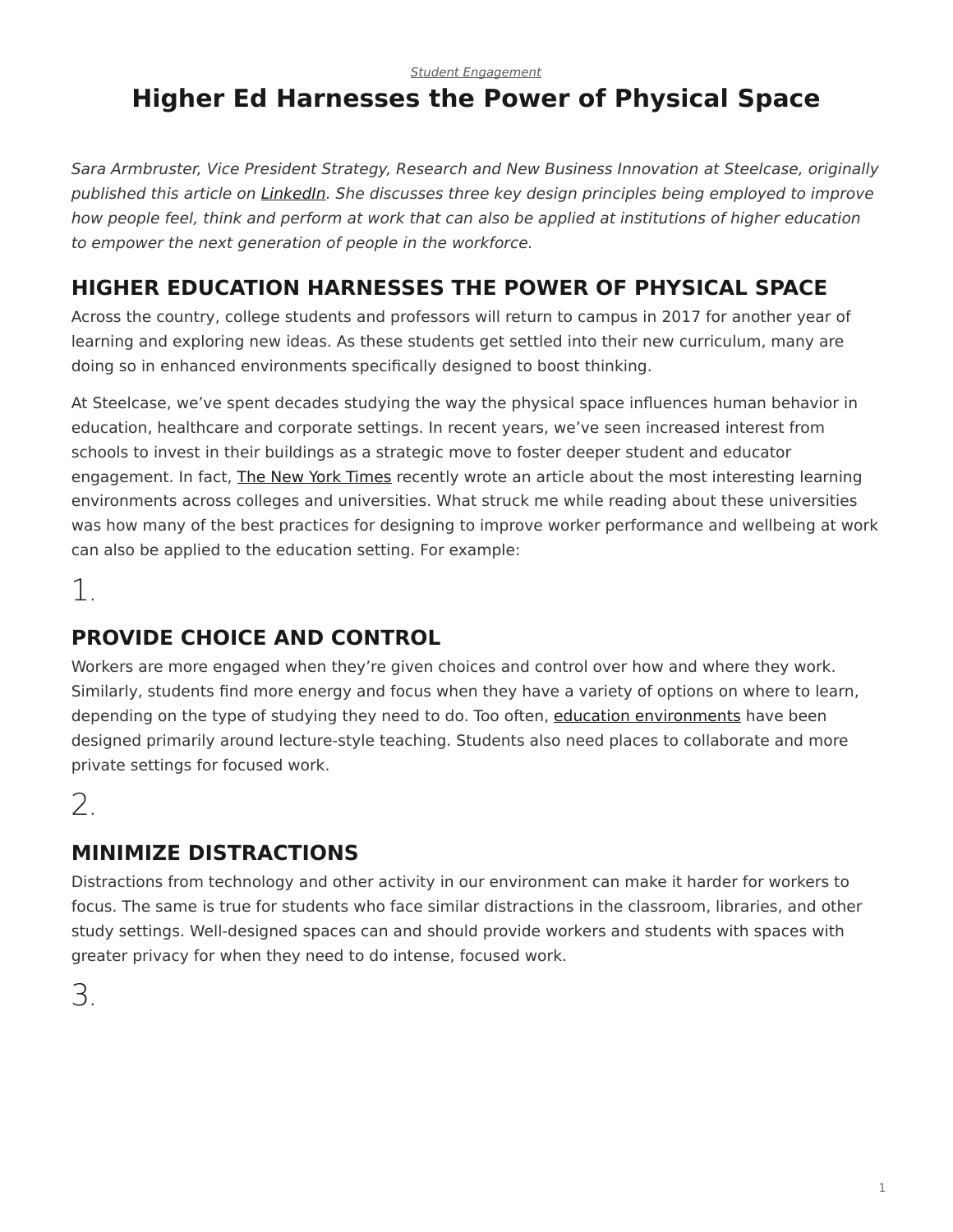*Student Engagement*

# Higher Ed Harnesses the Power of Physical Space

*Sara Armbruster, Vice President Strategy, Research and New Business Innovation at Steelcase, originally published this article on LinkedIn. She discusses three key design principles being employed to improve how people feel, think and perform at work that can also be applied at institutions of higher education to empower the next generation of people in the workforce.*

## HIGHER EDUCATION HARNESSES THE POWER OF PHYSICAL SPACE

Across the country, college students and professors will return to campus in 2017 for another year of learning and exploring new ideas. As these students get settled into their new curriculum, many are doing so in enhanced environments specifically designed to boost thinking.

At Steelcase, we’ve spent decades studying the way the physical space influences human behavior in education, healthcare and corporate settings. In recent years, we’ve seen increased interest from schools to invest in their buildings as a strategic move to foster deeper student and educator engagement. In fact, The New York Times recently wrote an article about the most interesting learning environments across colleges and universities. What struck me while reading about these universities was how many of the best practices for designing to improve worker performance and wellbeing at work can also be applied to the education setting. For example:

1.

## PROVIDE CHOICE AND CONTROL

Workers are more engaged when they’re given choices and control over how and where they work. Similarly, students find more energy and focus when they have a variety of options on where to learn, depending on the type of studying they need to do. Too often, education environments have been designed primarily around lecture-style teaching. Students also need places to collaborate and more private settings for focused work.

2.

## MINIMIZE DISTRACTIONS

Distractions from technology and other activity in our environment can make it harder for workers to focus. The same is true for students who face similar distractions in the classroom, libraries, and other study settings. Well-designed spaces can and should provide workers and students with spaces with greater privacy for when they need to do intense, focused work.

3.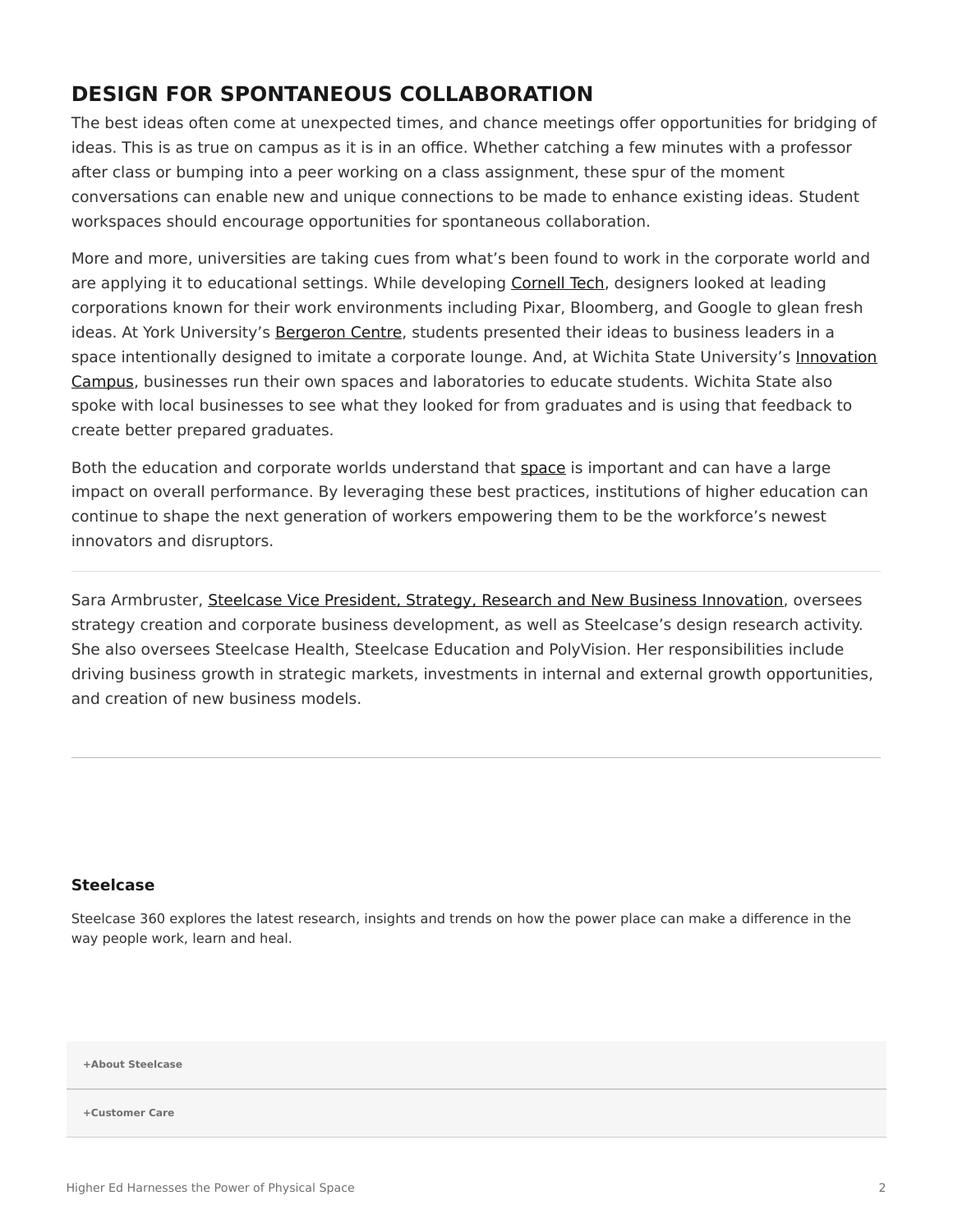## DESIGN FOR SPONTANEOUS COLLABORATION

The best ideas often come at unexpected times, and chance meetings offer opportunities for bridging of ideas. This is as true on campus as it is in an office. Whether catching a few minutes with a professor after class or bumping into a peer working on a class assignment, these spur of the moment conversations can enable new and unique connections to be made to enhance existing ideas. Student workspaces should encourage opportunities for spontaneous collaboration.

More and more, universities are taking cues from what's been found to work in the corporate world and are applying it to educational settings. While developing Cornell Tech, designers looked at leading corporations known for their work environments including Pixar, Bloomberg, and Google to glean fresh ideas. At York University's Bergeron Centre, students presented their ideas to business leaders in a space intentionally designed to imitate a corporate lounge. And, at Wichita State University's Innovation Campus, businesses run their own spaces and laboratories to educate students. Wichita State also spoke with local businesses to see what they looked for from graduates and is using that feedback to create better prepared graduates.

Both the education and corporate worlds understand that space is important and can have a large impact on overall performance. By leveraging these best practices, institutions of higher education can continue to shape the next generation of workers empowering them to be the workforce's newest innovators and disruptors.

---

Sara Armbruster, Steelcase Vice President, Strategy, Research and New Business Innovation, oversees strategy creation and corporate business development, as well as Steelcase's design research activity. She also oversees Steelcase Health, Steelcase Education and PolyVision. Her responsibilities include driving business growth in strategic markets, investments in internal and external growth opportunities, and creation of new business models.

---

**Steelcase**

Steelcase 360 explores the latest research, insights and trends on how the power place can make a difference in the way people work, learn and heal.

**+About Steelcase**

**+Customer Care**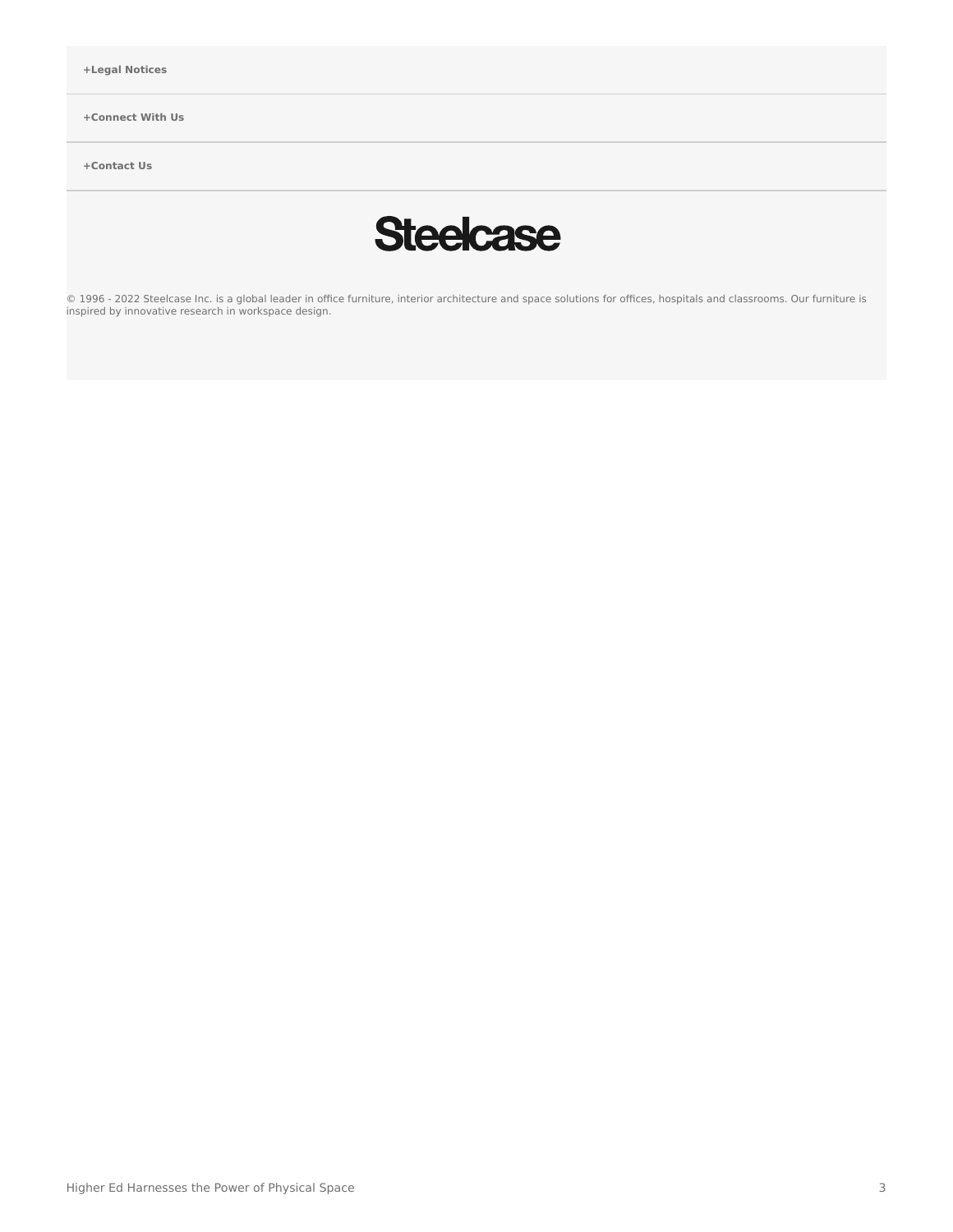**+Legal Notices**

**+Connect With Us**

**+Contact Us**

Steelcase

© 1996 - 2022 Steelcase Inc. is a global leader in office furniture, interior architecture and space solutions for offices, hospitals and classrooms. Our furniture is inspired by innovative research in workspace design.